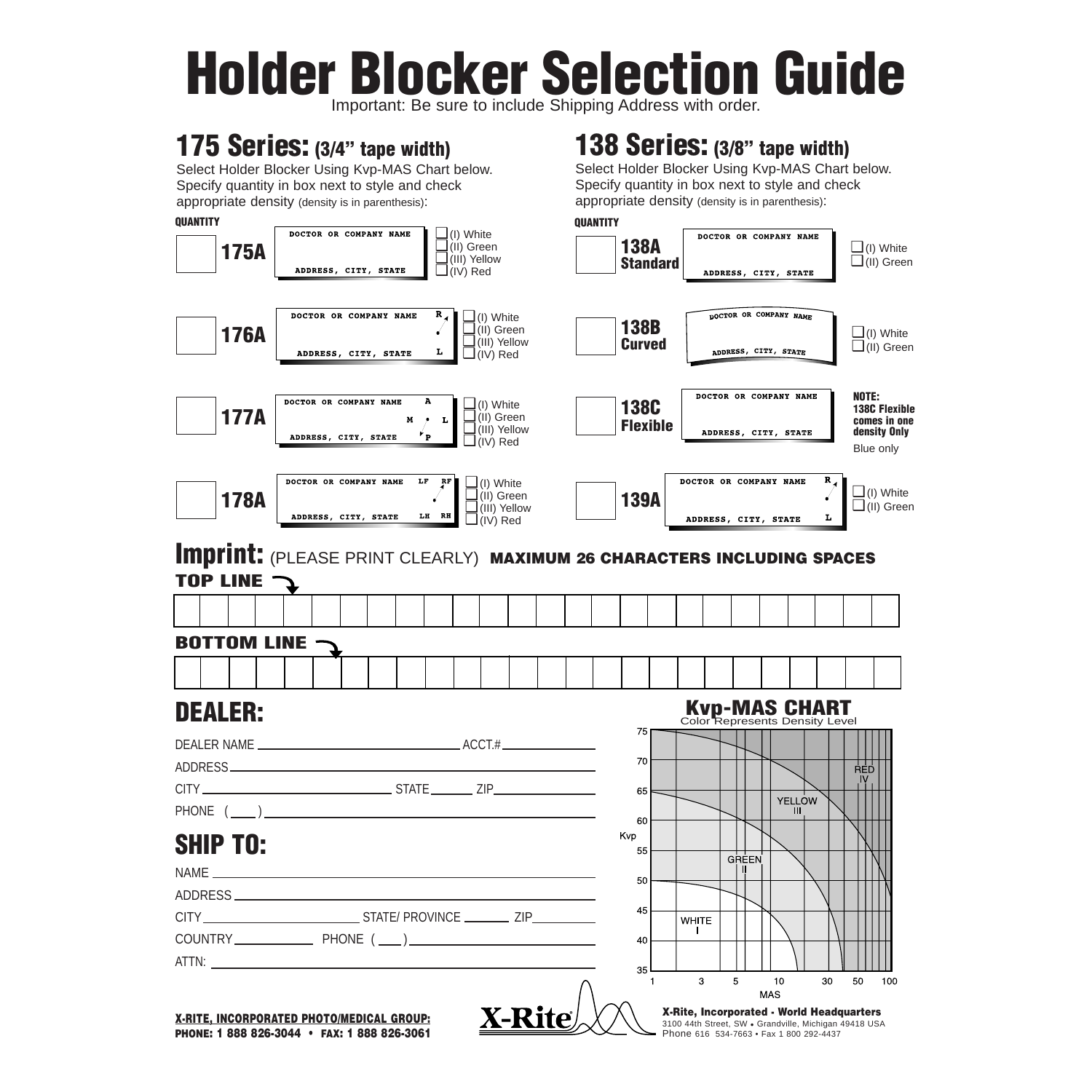# Holder Blocker Selection Guide

Important: Be sure to include Shipping Address with order.

## 175 Series: (3/4" tape width)

Select Holder Blocker Using Kvp-MAS Chart below. Specify quantity in box next to style and check appropriate density (density is in parenthesis):

**QUANTITY**

| Quantity | Style | Label | Density |
|---|---|---|---|
| ☐ | **175A** | DOCTOR OR COMPANY NAME / ADDRESS, CITY, STATE | ☐ (I) White ☐ (II) Green ☐ (III) Yellow ☐ (IV) Red |
| ☐ | **176A** | DOCTOR OR COMPANY NAME R / ADDRESS, CITY, STATE L | ☐ (I) White ☐ (II) Green ☐ (III) Yellow ☐ (IV) Red |
| ☐ | **177A** | DOCTOR OR COMPANY NAME A M L / ADDRESS, CITY, STATE P | ☐ (I) White ☐ (II) Green ☐ (III) Yellow ☐ (IV) Red |
| ☐ | **178A** | DOCTOR OR COMPANY NAME LF RF / ADDRESS, CITY, STATE LH RH | ☐ (I) White ☐ (II) Green ☐ (III) Yellow ☐ (IV) Red |

## 138 Series: (3/8" tape width)

Select Holder Blocker Using Kvp-MAS Chart below. Specify quantity in box next to style and check appropriate density (density is in parenthesis):

**QUANTITY**

| Quantity | Style | Label | Density |
|---|---|---|---|
| ☐ | **138A Standard** | DOCTOR OR COMPANY NAME / ADDRESS, CITY, STATE | ☐ (I) White ☐ (II) Green |
| ☐ | **138B Curved** | DOCTOR OR COMPANY NAME / ADDRESS, CITY, STATE | ☐ (I) White ☐ (II) Green |
| ☐ | **138C Flexible** | DOCTOR OR COMPANY NAME / ADDRESS, CITY, STATE | **NOTE: 138C Flexible comes in one density Only** Blue only |
| ☐ | **139A** | DOCTOR OR COMPANY NAME R / ADDRESS, CITY, STATE L | ☐ (I) White ☐ (II) Green |

## Imprint: (PLEASE PRINT CLEARLY) MAXIMUM 26 CHARACTERS INCLUDING SPACES

**TOP LINE**

| | | | | | | | | | | | | | | | | | | | | | | | | | |
|---|---|---|---|---|---|---|---|---|---|---|---|---|---|---|---|---|---|---|---|---|---|---|---|---|---|

**BOTTOM LINE**

| | | | | | | | | | | | | | | | | | | | | | | | | | |
|---|---|---|---|---|---|---|---|---|---|---|---|---|---|---|---|---|---|---|---|---|---|---|---|---|---|

## DEALER:

DEALER NAME ____________________ ACCT.# __________

ADDRESS ______________________________

CITY ____________________ STATE ______ ZIP __________

PHONE ( ___ ) ______________________________

## SHIP TO:

NAME ______________________________

ADDRESS ______________________________

CITY ____________________ STATE/ PROVINCE ______ ZIP __________

COUNTRY __________ PHONE ( ___ ) ____________________

ATTN: ______________________________

## Kvp-MAS CHART

Color Represents Density Level

Kvp: 35, 40, 45, 50, 55, 60, 65, 70, 75

MAS: 1, 3, 5, 10, 30, 50, 100

WHITE I, GREEN II, YELLOW III, RED IV

**X-RITE, INCORPORATED PHOTO/MEDICAL GROUP:**
**PHONE: 1 888 826-3044 • FAX: 1 888 826-3061**

X-Rite

**X-Rite, Incorporated - World Headquarters**
3100 44th Street, SW • Grandville, Michigan 49418 USA
Phone 616 534-7663 • Fax 1 800 292-4437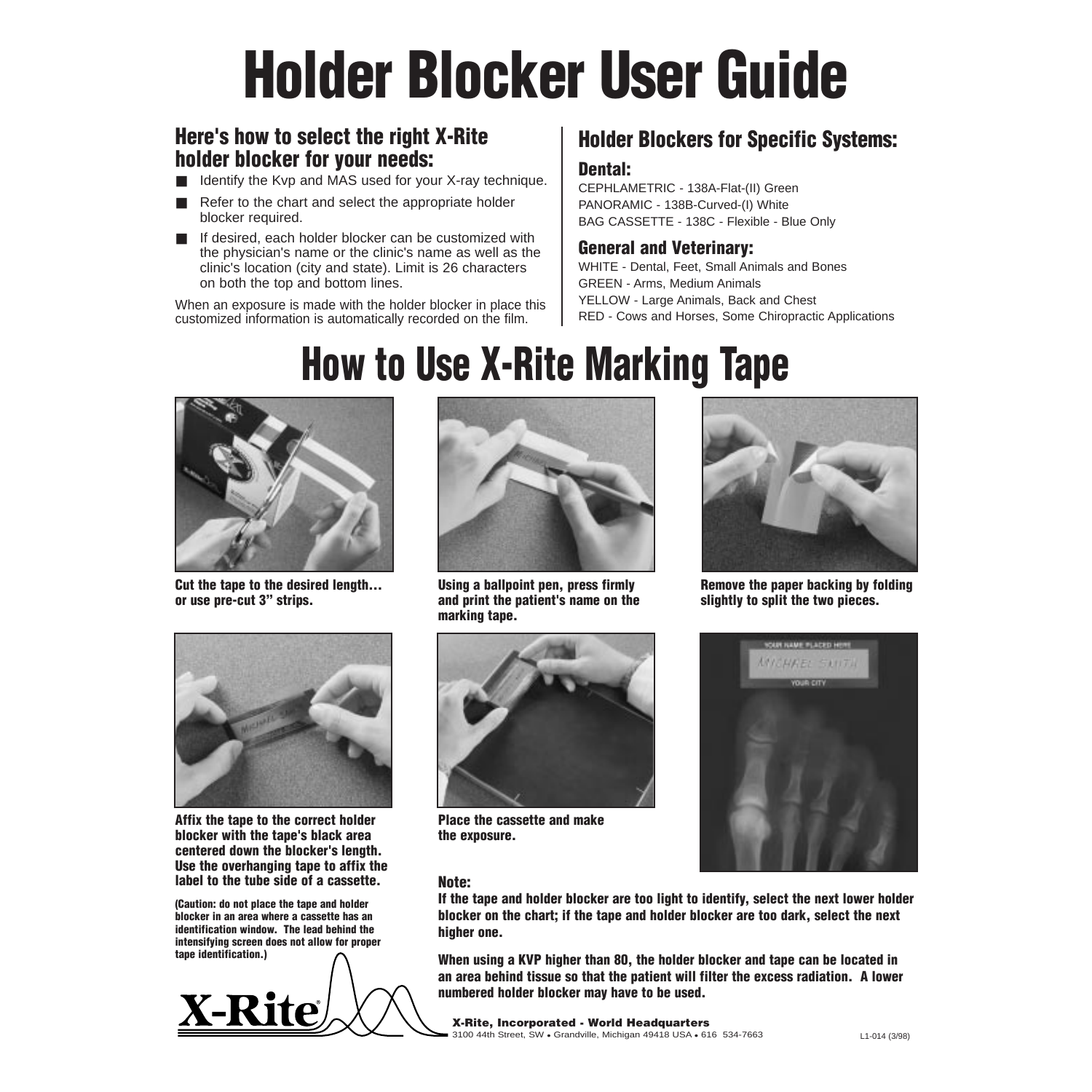# Holder Blocker User Guide

## Here's how to select the right X-Rite holder blocker for your needs:

- Identify the Kvp and MAS used for your X-ray technique.
- Refer to the chart and select the appropriate holder blocker required.
- If desired, each holder blocker can be customized with the physician's name or the clinic's name as well as the clinic's location (city and state). Limit is 26 characters on both the top and bottom lines.

When an exposure is made with the holder blocker in place this customized information is automatically recorded on the film.

## Holder Blockers for Specific Systems:

### Dental:

CEPHLAMETRIC - 138A-Flat-(II) Green
PANORAMIC - 138B-Curved-(I) White
BAG CASSETTE - 138C - Flexible - Blue Only

### General and Veterinary:

WHITE - Dental, Feet, Small Animals and Bones
GREEN - Arms, Medium Animals
YELLOW - Large Animals, Back and Chest
RED - Cows and Horses, Some Chiropractic Applications

# How to Use X-Rite Marking Tape

**Cut the tape to the desired length… or use pre-cut 3" strips.**

**Using a ballpoint pen, press firmly and print the patient's name on the marking tape.**

**Remove the paper backing by folding slightly to split the two pieces.**

**Affix the tape to the correct holder blocker with the tape's black area centered down the blocker's length. Use the overhanging tape to affix the label to the tube side of a cassette.**

**(Caution: do not place the tape and holder blocker in an area where a cassette has an identification window. The lead behind the intensifying screen does not allow for proper tape identification.)**

**Place the cassette and make the exposure.**

YOUR NAME PLACED HERE
MICHAEL SMITH
YOUR CITY

### Note:

**If the tape and holder blocker are too light to identify, select the next lower holder blocker on the chart; if the tape and holder blocker are too dark, select the next higher one.**

**When using a KVP higher than 80, the holder blocker and tape can be located in an area behind tissue so that the patient will filter the excess radiation. A lower numbered holder blocker may have to be used.**

X-Rite®

**X-Rite, Incorporated - World Headquarters**
3100 44th Street, SW • Grandville, Michigan 49418 USA • 616 534-7663

L1-014 (3/98)